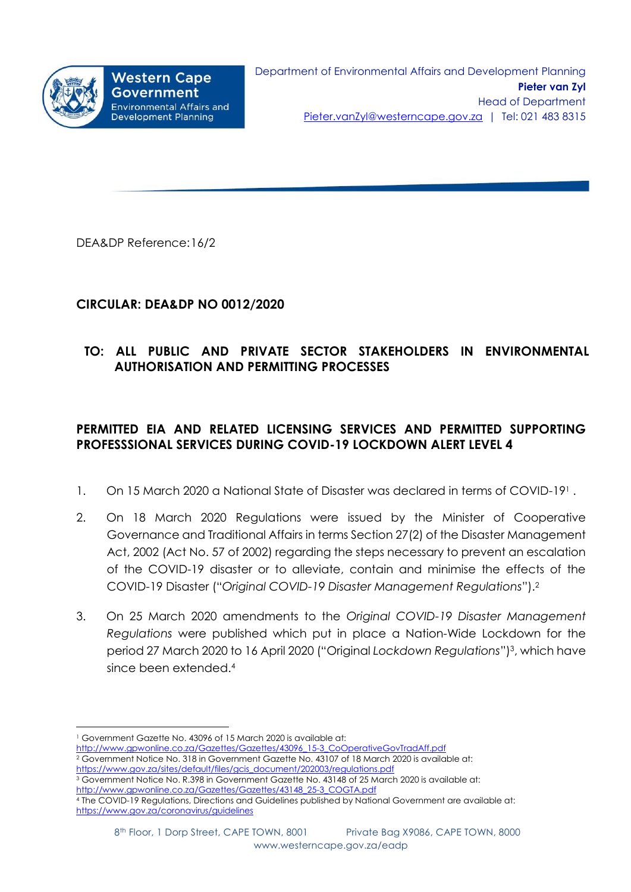Western Cape Government
Environmental Affairs and Development Planning

Department of Environmental Affairs and Development Planning
**Pieter van Zyl**
Head of Department
Pieter.vanZyl@westerncape.gov.za | Tel: 021 483 8315

DEA&DP Reference:16/2

**CIRCULAR: DEA&DP NO 0012/2020**

**TO: ALL PUBLIC AND PRIVATE SECTOR STAKEHOLDERS IN ENVIRONMENTAL AUTHORISATION AND PERMITTING PROCESSES**

**PERMITTED EIA AND RELATED LICENSING SERVICES AND PERMITTED SUPPORTING PROFESSSIONAL SERVICES DURING COVID-19 LOCKDOWN ALERT LEVEL 4**

1. On 15 March 2020 a National State of Disaster was declared in terms of COVID-19[1] .

2. On 18 March 2020 Regulations were issued by the Minister of Cooperative Governance and Traditional Affairs in terms Section 27(2) of the Disaster Management Act, 2002 (Act No. 57 of 2002) regarding the steps necessary to prevent an escalation of the COVID-19 disaster or to alleviate, contain and minimise the effects of the COVID-19 Disaster ("*Original COVID-19 Disaster Management Regulations*").[2]

3. On 25 March 2020 amendments to the *Original COVID-19 Disaster Management Regulations* were published which put in place a Nation-Wide Lockdown for the period 27 March 2020 to 16 April 2020 ("Original *Lockdown Regulations*")[3], which have since been extended.[4]

---

[1] Government Gazette No. 43096 of 15 March 2020 is available at: http://www.gpwonline.co.za/Gazettes/Gazettes/43096_15-3_CoOperativeGovTradAff.pdf

[2] Government Notice No. 318 in Government Gazette No. 43107 of 18 March 2020 is available at: https://www.gov.za/sites/default/files/gcis_document/202003/regulations.pdf

[3] Government Notice No. R.398 in Government Gazette No. 43148 of 25 March 2020 is available at: http://www.gpwonline.co.za/Gazettes/Gazettes/43148_25-3_COGTA.pdf

[4] The COVID-19 Regulations, Directions and Guidelines published by National Government are available at: https://www.gov.za/coronavirus/guidelines

8th Floor, 1 Dorp Street, CAPE TOWN, 8001 Private Bag X9086, CAPE TOWN, 8000
www.westerncape.gov.za/eadp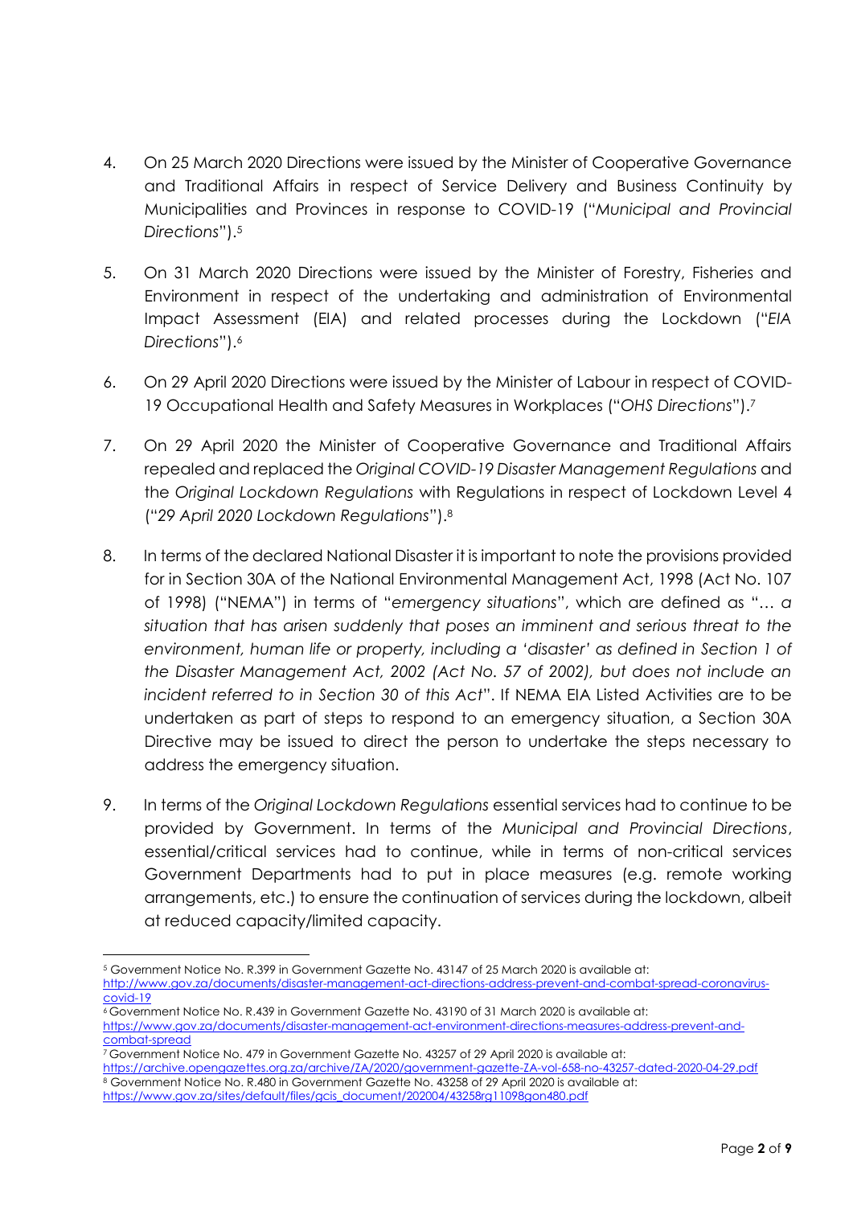4. On 25 March 2020 Directions were issued by the Minister of Cooperative Governance and Traditional Affairs in respect of Service Delivery and Business Continuity by Municipalities and Provinces in response to COVID-19 ("*Municipal and Provincial Directions*").[5]

5. On 31 March 2020 Directions were issued by the Minister of Forestry, Fisheries and Environment in respect of the undertaking and administration of Environmental Impact Assessment (EIA) and related processes during the Lockdown ("*EIA Directions*").[6]

6. On 29 April 2020 Directions were issued by the Minister of Labour in respect of COVID-19 Occupational Health and Safety Measures in Workplaces ("*OHS Directions*").[7]

7. On 29 April 2020 the Minister of Cooperative Governance and Traditional Affairs repealed and replaced the *Original COVID-19 Disaster Management Regulations* and the *Original Lockdown Regulations* with Regulations in respect of Lockdown Level 4 ("*29 April 2020 Lockdown Regulations*").[8]

8. In terms of the declared National Disaster it is important to note the provisions provided for in Section 30A of the National Environmental Management Act, 1998 (Act No. 107 of 1998) ("NEMA") in terms of "*emergency situations*", which are defined as "*… a situation that has arisen suddenly that poses an imminent and serious threat to the environment, human life or property, including a 'disaster' as defined in Section 1 of the Disaster Management Act, 2002 (Act No. 57 of 2002), but does not include an incident referred to in Section 30 of this Act*". If NEMA EIA Listed Activities are to be undertaken as part of steps to respond to an emergency situation, a Section 30A Directive may be issued to direct the person to undertake the steps necessary to address the emergency situation.

9. In terms of the *Original Lockdown Regulations* essential services had to continue to be provided by Government. In terms of the *Municipal and Provincial Directions*, essential/critical services had to continue, while in terms of non-critical services Government Departments had to put in place measures (e.g. remote working arrangements, etc.) to ensure the continuation of services during the lockdown, albeit at reduced capacity/limited capacity.

---

[5] Government Notice No. R.399 in Government Gazette No. 43147 of 25 March 2020 is available at: http://www.gov.za/documents/disaster-management-act-directions-address-prevent-and-combat-spread-coronavirus-covid-19

[6] Government Notice No. R.439 in Government Gazette No. 43190 of 31 March 2020 is available at: https://www.gov.za/documents/disaster-management-act-environment-directions-measures-address-prevent-and-combat-spread

[7] Government Notice No. 479 in Government Gazette No. 43257 of 29 April 2020 is available at: https://archive.opengazettes.org.za/archive/ZA/2020/government-gazette-ZA-vol-658-no-43257-dated-2020-04-29.pdf

[8] Government Notice No. R.480 in Government Gazette No. 43258 of 29 April 2020 is available at: https://www.gov.za/sites/default/files/gcis_document/202004/43258rg11098gon480.pdf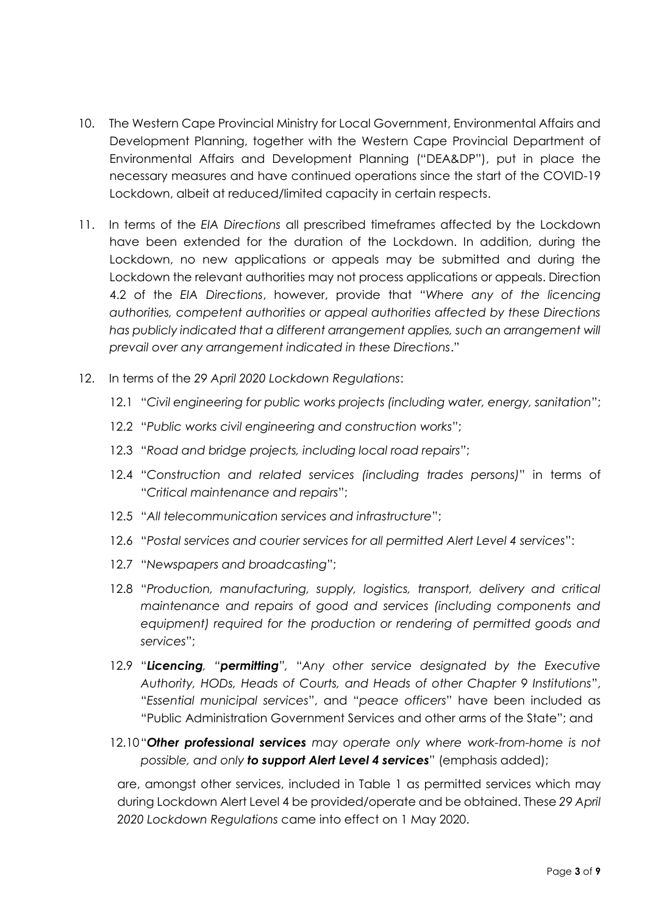10. The Western Cape Provincial Ministry for Local Government, Environmental Affairs and Development Planning, together with the Western Cape Provincial Department of Environmental Affairs and Development Planning ("DEA&DP"), put in place the necessary measures and have continued operations since the start of the COVID-19 Lockdown, albeit at reduced/limited capacity in certain respects.

11. In terms of the *EIA Directions* all prescribed timeframes affected by the Lockdown have been extended for the duration of the Lockdown. In addition, during the Lockdown, no new applications or appeals may be submitted and during the Lockdown the relevant authorities may not process applications or appeals. Direction 4.2 of the *EIA Directions*, however, provide that "*Where any of the licencing authorities, competent authorities or appeal authorities affected by these Directions has publicly indicated that a different arrangement applies, such an arrangement will prevail over any arrangement indicated in these Directions*."

12. In terms of the *29 April 2020 Lockdown Regulations*:

    12.1 "*Civil engineering for public works projects (including water, energy, sanitation*";

    12.2 "*Public works civil engineering and construction works*";

    12.3 "*Road and bridge projects, including local road repairs*";

    12.4 "*Construction and related services (including trades persons)*" in terms of "*Critical maintenance and repairs*";

    12.5 "*All telecommunication services and infrastructure*";

    12.6 "*Postal services and courier services for all permitted Alert Level 4 services*":

    12.7 "*Newspapers and broadcasting*";

    12.8 "*Production, manufacturing, supply, logistics, transport, delivery and critical maintenance and repairs of good and services (including components and equipment) required for the production or rendering of permitted goods and services*";

    12.9 "***Licencing**, "**permitting**", "Any other service designated by the Executive Authority, HODs, Heads of Courts, and Heads of other Chapter 9 Institutions*", "*Essential municipal services*", and "*peace officers*" have been included as "Public Administration Government Services and other arms of the State"; and

    12.10 "***Other professional services** may operate only where work-from-home is not possible, and only **to support Alert Level 4 services***" (emphasis added);

    are, amongst other services, included in Table 1 as permitted services which may during Lockdown Alert Level 4 be provided/operate and be obtained. These *29 April 2020 Lockdown Regulations* came into effect on 1 May 2020.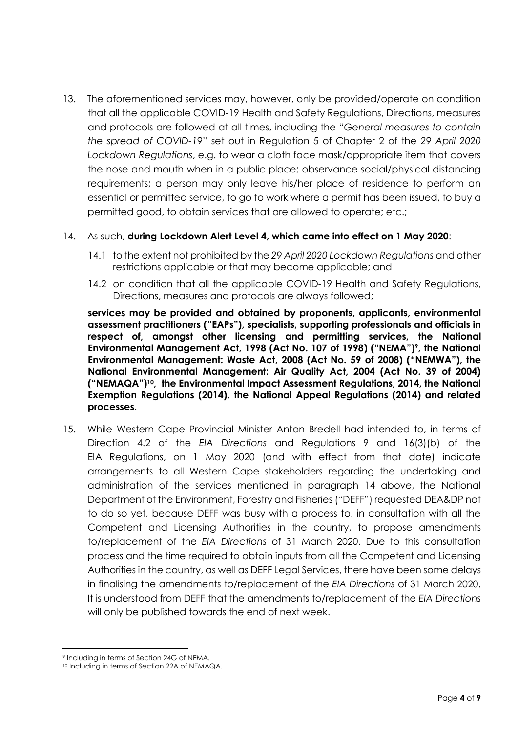13. The aforementioned services may, however, only be provided/operate on condition that all the applicable COVID-19 Health and Safety Regulations, Directions, measures and protocols are followed at all times, including the "*General measures to contain the spread of COVID-19*" set out in Regulation 5 of Chapter 2 of the *29 April 2020 Lockdown Regulations*, e.g. to wear a cloth face mask/appropriate item that covers the nose and mouth when in a public place; observance social/physical distancing requirements; a person may only leave his/her place of residence to perform an essential or permitted service, to go to work where a permit has been issued, to buy a permitted good, to obtain services that are allowed to operate; etc.;

14. As such, **during Lockdown Alert Level 4, which came into effect on 1 May 2020**:

    14.1 to the extent not prohibited by the *29 April 2020 Lockdown Regulations* and other restrictions applicable or that may become applicable; and

    14.2 on condition that all the applicable COVID-19 Health and Safety Regulations, Directions, measures and protocols are always followed;

    **services may be provided and obtained by proponents, applicants, environmental assessment practitioners ("EAPs"), specialists, supporting professionals and officials in respect of, amongst other licensing and permitting services, the National Environmental Management Act, 1998 (Act No. 107 of 1998) ("NEMA")[9], the National Environmental Management: Waste Act, 2008 (Act No. 59 of 2008) ("NEMWA"), the National Environmental Management: Air Quality Act, 2004 (Act No. 39 of 2004) ("NEMAQA")[10], the Environmental Impact Assessment Regulations, 2014, the National Exemption Regulations (2014), the National Appeal Regulations (2014) and related processes**.

15. While Western Cape Provincial Minister Anton Bredell had intended to, in terms of Direction 4.2 of the *EIA Directions* and Regulations 9 and 16(3)(b) of the EIA Regulations, on 1 May 2020 (and with effect from that date) indicate arrangements to all Western Cape stakeholders regarding the undertaking and administration of the services mentioned in paragraph 14 above, the National Department of the Environment, Forestry and Fisheries ("DEFF") requested DEA&DP not to do so yet, because DEFF was busy with a process to, in consultation with all the Competent and Licensing Authorities in the country, to propose amendments to/replacement of the *EIA Directions* of 31 March 2020. Due to this consultation process and the time required to obtain inputs from all the Competent and Licensing Authorities in the country, as well as DEFF Legal Services, there have been some delays in finalising the amendments to/replacement of the *EIA Directions* of 31 March 2020. It is understood from DEFF that the amendments to/replacement of the *EIA Directions* will only be published towards the end of next week.

---

[9] Including in terms of Section 24G of NEMA.

[10] Including in terms of Section 22A of NEMAQA.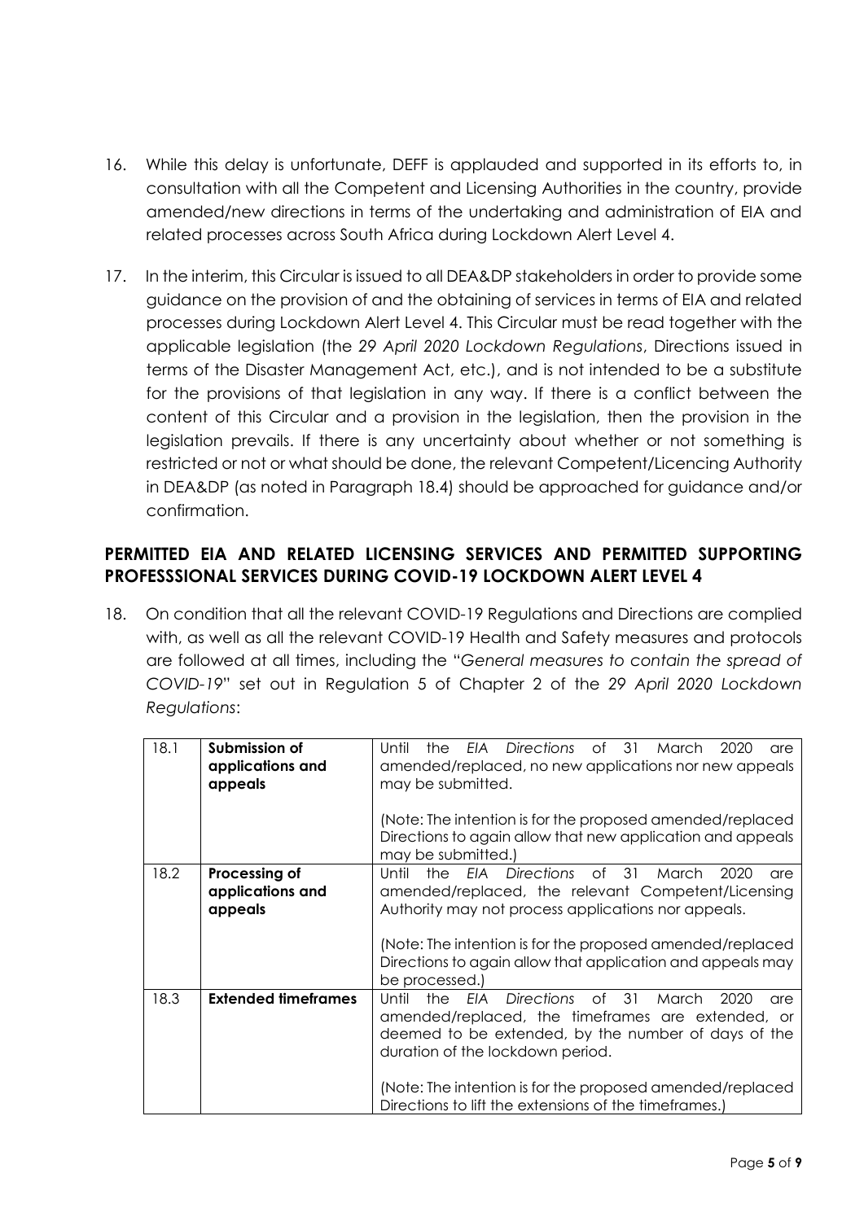16. While this delay is unfortunate, DEFF is applauded and supported in its efforts to, in consultation with all the Competent and Licensing Authorities in the country, provide amended/new directions in terms of the undertaking and administration of EIA and related processes across South Africa during Lockdown Alert Level 4.

17. In the interim, this Circular is issued to all DEA&DP stakeholders in order to provide some guidance on the provision of and the obtaining of services in terms of EIA and related processes during Lockdown Alert Level 4. This Circular must be read together with the applicable legislation (the *29 April 2020 Lockdown Regulations*, Directions issued in terms of the Disaster Management Act, etc.), and is not intended to be a substitute for the provisions of that legislation in any way. If there is a conflict between the content of this Circular and a provision in the legislation, then the provision in the legislation prevails. If there is any uncertainty about whether or not something is restricted or not or what should be done, the relevant Competent/Licencing Authority in DEA&DP (as noted in Paragraph 18.4) should be approached for guidance and/or confirmation.

## PERMITTED EIA AND RELATED LICENSING SERVICES AND PERMITTED SUPPORTING PROFESSSIONAL SERVICES DURING COVID-19 LOCKDOWN ALERT LEVEL 4

18. On condition that all the relevant COVID-19 Regulations and Directions are complied with, as well as all the relevant COVID-19 Health and Safety measures and protocols are followed at all times, including the "*General measures to contain the spread of COVID-19*" set out in Regulation 5 of Chapter 2 of the *29 April 2020 Lockdown Regulations*:

| | | |
|---|---|---|
| 18.1 | **Submission of applications and appeals** | Until the *EIA Directions* of 31 March 2020 are amended/replaced, no new applications nor new appeals may be submitted.<br><br>(Note: The intention is for the proposed amended/replaced Directions to again allow that new application and appeals may be submitted.) |
| 18.2 | **Processing of applications and appeals** | Until the *EIA Directions* of 31 March 2020 are amended/replaced, the relevant Competent/Licensing Authority may not process applications nor appeals.<br><br>(Note: The intention is for the proposed amended/replaced Directions to again allow that application and appeals may be processed.) |
| 18.3 | **Extended timeframes** | Until the *EIA Directions* of 31 March 2020 are amended/replaced, the timeframes are extended, or deemed to be extended, by the number of days of the duration of the lockdown period.<br><br>(Note: The intention is for the proposed amended/replaced Directions to lift the extensions of the timeframes.) |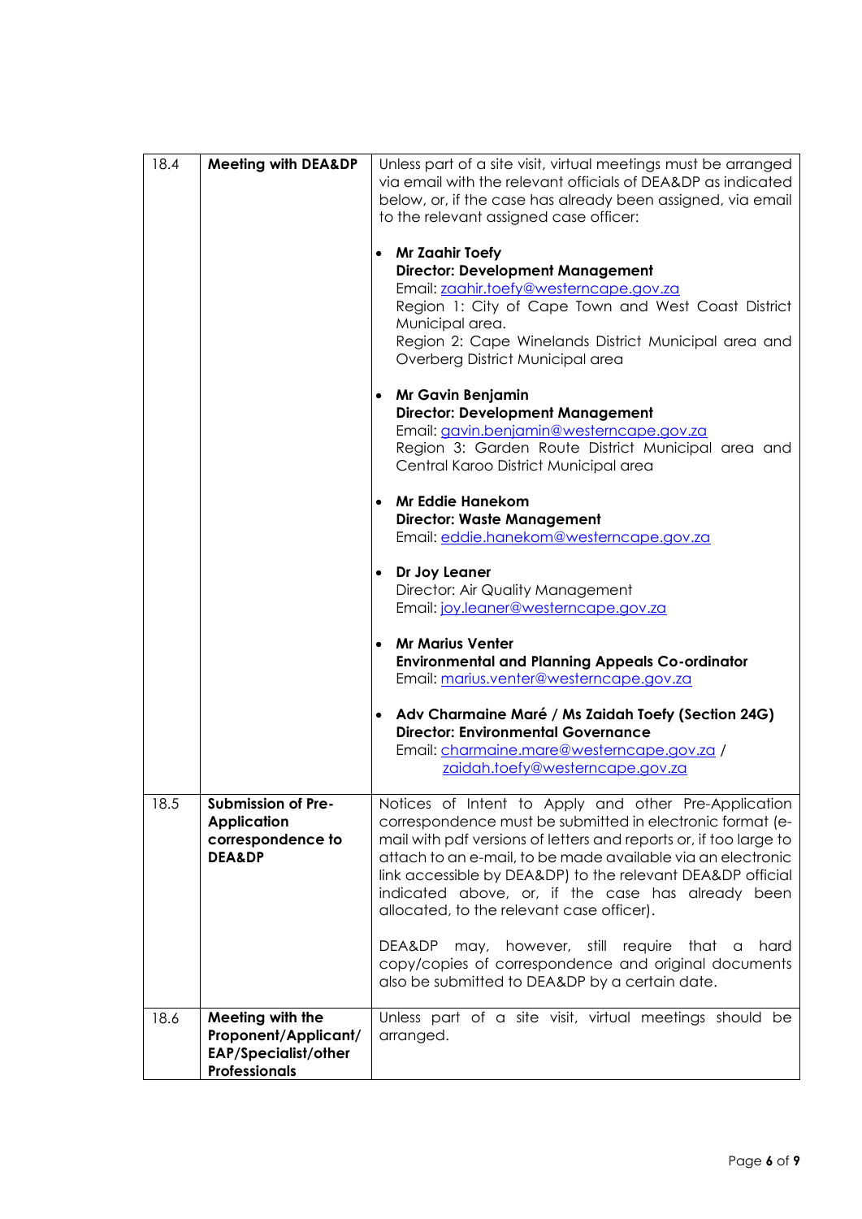| | | |
|---|---|---|
| 18.4 | **Meeting with DEA&DP** | Unless part of a site visit, virtual meetings must be arranged via email with the relevant officials of DEA&DP as indicated below, or, if the case has already been assigned, via email to the relevant assigned case officer:<br><br>• **Mr Zaahir Toefy**<br>**Director: Development Management**<br>Email: zaahir.toefy@westerncape.gov.za<br>Region 1: City of Cape Town and West Coast District Municipal area.<br>Region 2: Cape Winelands District Municipal area and Overberg District Municipal area<br><br>• **Mr Gavin Benjamin**<br>**Director: Development Management**<br>Email: gavin.benjamin@westerncape.gov.za<br>Region 3: Garden Route District Municipal area and Central Karoo District Municipal area<br><br>• **Mr Eddie Hanekom**<br>**Director: Waste Management**<br>Email: eddie.hanekom@westerncape.gov.za<br><br>• **Dr Joy Leaner**<br>Director: Air Quality Management<br>Email: joy.leaner@westerncape.gov.za<br><br>• **Mr Marius Venter**<br>**Environmental and Planning Appeals Co-ordinator**<br>Email: marius.venter@westerncape.gov.za<br><br>• **Adv Charmaine Maré / Ms Zaidah Toefy (Section 24G)**<br>**Director: Environmental Governance**<br>Email: charmaine.mare@westerncape.gov.za / zaidah.toefy@westerncape.gov.za |
| 18.5 | **Submission of Pre-Application correspondence to DEA&DP** | Notices of Intent to Apply and other Pre-Application correspondence must be submitted in electronic format (e-mail with pdf versions of letters and reports or, if too large to attach to an e-mail, to be made available via an electronic link accessible by DEA&DP) to the relevant DEA&DP official indicated above, or, if the case has already been allocated, to the relevant case officer).<br><br>DEA&DP may, however, still require that a hard copy/copies of correspondence and original documents also be submitted to DEA&DP by a certain date. |
| 18.6 | **Meeting with the Proponent/Applicant/ EAP/Specialist/other Professionals** | Unless part of a site visit, virtual meetings should be arranged. |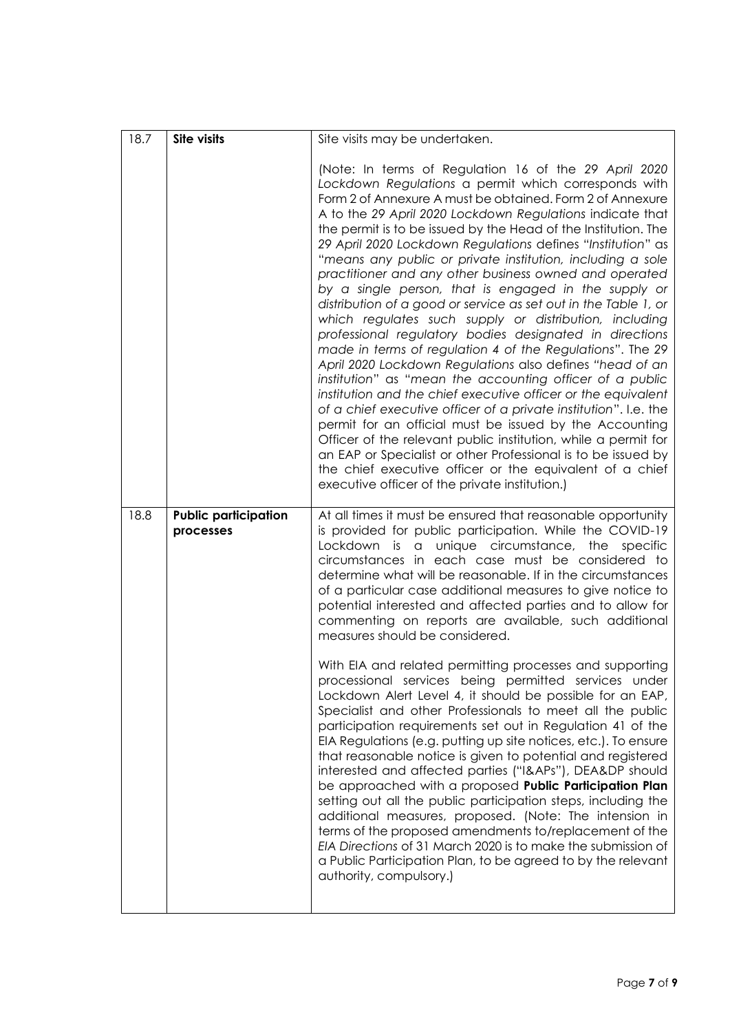| 18.7 | **Site visits** | Site visits may be undertaken.<br><br>(Note: In terms of Regulation 16 of the *29 April 2020 Lockdown Regulations* a permit which corresponds with Form 2 of Annexure A must be obtained. Form 2 of Annexure A to the *29 April 2020 Lockdown Regulations* indicate that the permit is to be issued by the Head of the Institution. The *29 April 2020 Lockdown Regulations* defines "*Institution*" as "*means any public or private institution, including a sole practitioner and any other business owned and operated by a single person, that is engaged in the supply or distribution of a good or service as set out in the Table 1, or which regulates such supply or distribution, including professional regulatory bodies designated in directions made in terms of regulation 4 of the Regulations*". The *29 April 2020 Lockdown Regulations* also defines "*head of an institution*" as "*mean the accounting officer of a public institution and the chief executive officer or the equivalent of a chief executive officer of a private institution*". I.e. the permit for an official must be issued by the Accounting Officer of the relevant public institution, while a permit for an EAP or Specialist or other Professional is to be issued by the chief executive officer or the equivalent of a chief executive officer of the private institution.) |
|---|---|---|
| 18.8 | **Public participation processes** | At all times it must be ensured that reasonable opportunity is provided for public participation. While the COVID-19 Lockdown is a unique circumstance, the specific circumstances in each case must be considered to determine what will be reasonable. If in the circumstances of a particular case additional measures to give notice to potential interested and affected parties and to allow for commenting on reports are available, such additional measures should be considered.<br><br>With EIA and related permitting processes and supporting processional services being permitted services under Lockdown Alert Level 4, it should be possible for an EAP, Specialist and other Professionals to meet all the public participation requirements set out in Regulation 41 of the EIA Regulations (e.g. putting up site notices, etc.). To ensure that reasonable notice is given to potential and registered interested and affected parties ("I&APs"), DEA&DP should be approached with a proposed **Public Participation Plan** setting out all the public participation steps, including the additional measures, proposed. (Note: The intension in terms of the proposed amendments to/replacement of the *EIA Directions* of 31 March 2020 is to make the submission of a Public Participation Plan, to be agreed to by the relevant authority, compulsory.) |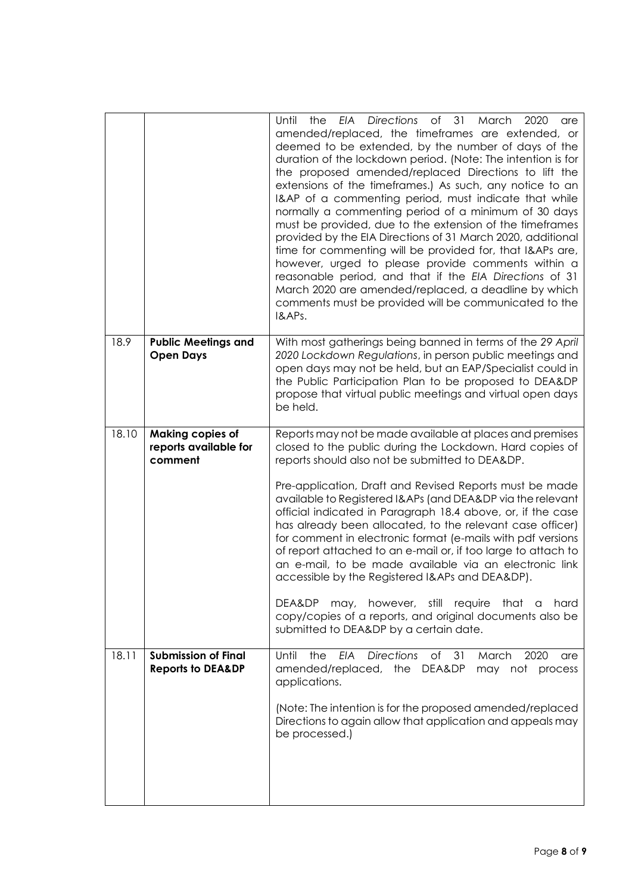| | | |
|---|---|---|
| | | Until the *EIA Directions* of 31 March 2020 are amended/replaced, the timeframes are extended, or deemed to be extended, by the number of days of the duration of the lockdown period. (Note: The intention is for the proposed amended/replaced Directions to lift the extensions of the timeframes.) As such, any notice to an I&AP of a commenting period, must indicate that while normally a commenting period of a minimum of 30 days must be provided, due to the extension of the timeframes provided by the EIA Directions of 31 March 2020, additional time for commenting will be provided for, that I&APs are, however, urged to please provide comments within a reasonable period, and that if the *EIA Directions* of 31 March 2020 are amended/replaced, a deadline by which comments must be provided will be communicated to the I&APs. |
| 18.9 | **Public Meetings and Open Days** | With most gatherings being banned in terms of the *29 April 2020 Lockdown Regulations*, in person public meetings and open days may not be held, but an EAP/Specialist could in the Public Participation Plan to be proposed to DEA&DP propose that virtual public meetings and virtual open days be held. |
| 18.10 | **Making copies of reports available for comment** | Reports may not be made available at places and premises closed to the public during the Lockdown. Hard copies of reports should also not be submitted to DEA&DP.<br><br>Pre-application, Draft and Revised Reports must be made available to Registered I&APs (and DEA&DP via the relevant official indicated in Paragraph 18.4 above, or, if the case has already been allocated, to the relevant case officer) for comment in electronic format (e-mails with pdf versions of report attached to an e-mail or, if too large to attach to an e-mail, to be made available via an electronic link accessible by the Registered I&APs and DEA&DP).<br><br>DEA&DP may, however, still require that a hard copy/copies of a reports, and original documents also be submitted to DEA&DP by a certain date. |
| 18.11 | **Submission of Final Reports to DEA&DP** | Until the *EIA Directions* of 31 March 2020 are amended/replaced, the DEA&DP may not process applications.<br><br>(Note: The intention is for the proposed amended/replaced Directions to again allow that application and appeals may be processed.) |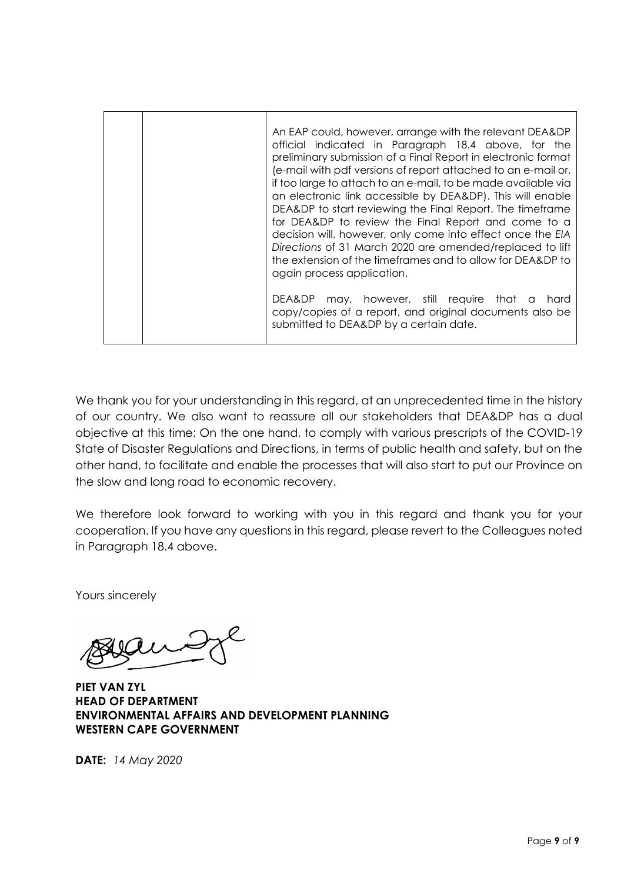| | | |
|---|---|---|
| | | An EAP could, however, arrange with the relevant DEA&DP official indicated in Paragraph 18.4 above, for the preliminary submission of a Final Report in electronic format (e-mail with pdf versions of report attached to an e-mail or, if too large to attach to an e-mail, to be made available via an electronic link accessible by DEA&DP). This will enable DEA&DP to start reviewing the Final Report. The timeframe for DEA&DP to review the Final Report and come to a decision will, however, only come into effect once the *EIA Directions* of 31 March 2020 are amended/replaced to lift the extension of the timeframes and to allow for DEA&DP to again process application.<br><br>DEA&DP may, however, still require that a hard copy/copies of a report, and original documents also be submitted to DEA&DP by a certain date. |

We thank you for your understanding in this regard, at an unprecedented time in the history of our country. We also want to reassure all our stakeholders that DEA&DP has a dual objective at this time: On the one hand, to comply with various prescripts of the COVID-19 State of Disaster Regulations and Directions, in terms of public health and safety, but on the other hand, to facilitate and enable the processes that will also start to put our Province on the slow and long road to economic recovery.

We therefore look forward to working with you in this regard and thank you for your cooperation. If you have any questions in this regard, please revert to the Colleagues noted in Paragraph 18.4 above.

Yours sincerely

**PIET VAN ZYL**
**HEAD OF DEPARTMENT**
**ENVIRONMENTAL AFFAIRS AND DEVELOPMENT PLANNING**
**WESTERN CAPE GOVERNMENT**

**DATE:** *14 May 2020*